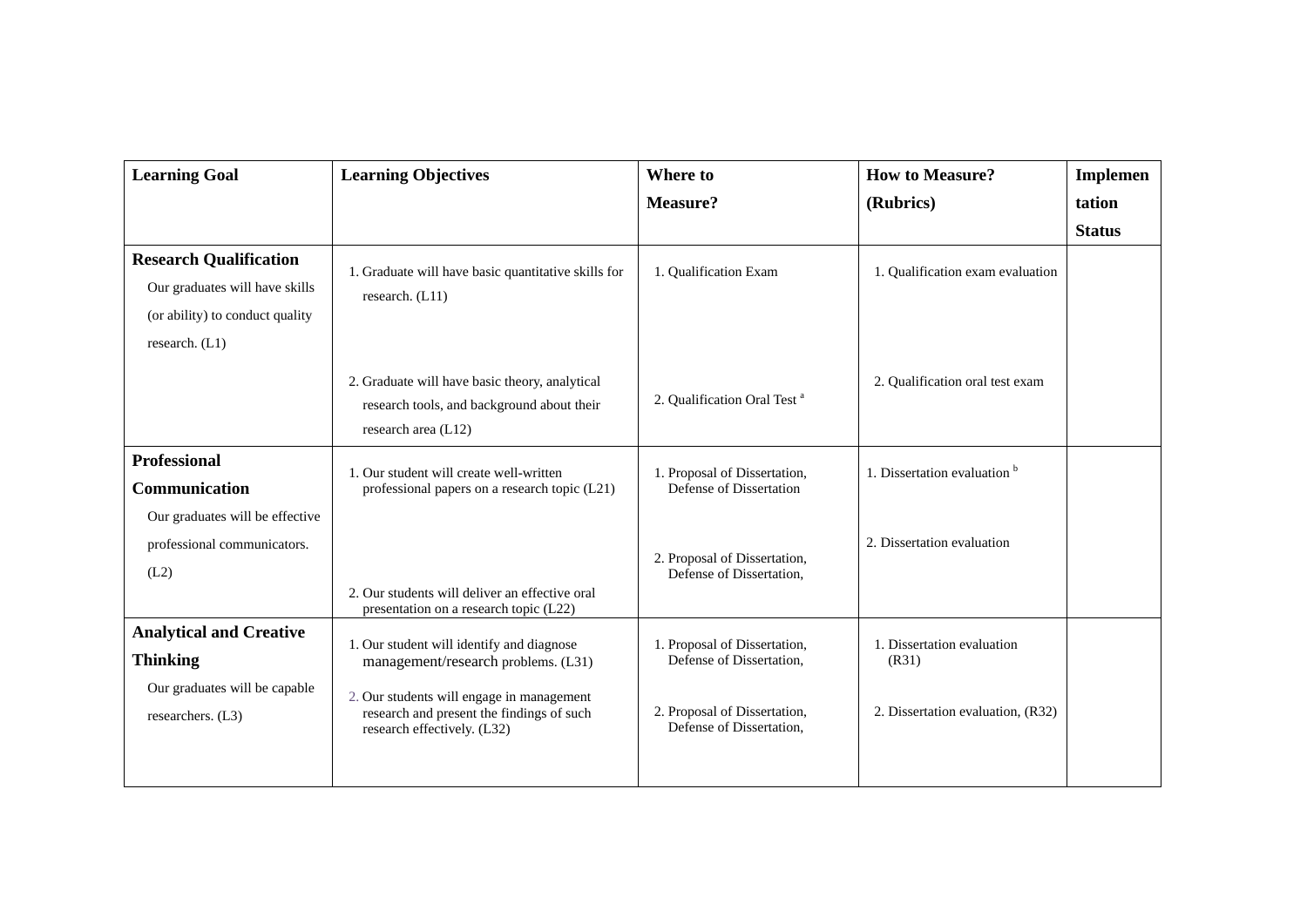| Learning Goal | Learning Objectives | Where to Measure? | How to Measure? (Rubrics) | Implementation Status |
|---|---|---|---|---|
| **Research Qualification** Our graduates will have skills (or ability) to conduct quality research. (L1) | 1. Graduate will have basic quantitative skills for research. (L11) | 1. Qualification Exam | 1. Qualification exam evaluation | |
| | 2. Graduate will have basic theory, analytical research tools, and background about their research area (L12) | 2. Qualification Oral Test [a] | 2. Qualification oral test exam | |
| **Professional Communication** Our graduates will be effective professional communicators. (L2) | 1. Our student will create well-written professional papers on a research topic (L21) | 1. Proposal of Dissertation, Defense of Dissertation | 1. Dissertation evaluation [b] | |
| | 2. Our students will deliver an effective oral presentation on a research topic (L22) | 2. Proposal of Dissertation, Defense of Dissertation, | 2. Dissertation evaluation | |
| **Analytical and Creative Thinking** Our graduates will be capable researchers. (L3) | 1. Our student will identify and diagnose management/research problems. (L31) | 1. Proposal of Dissertation, Defense of Dissertation, | 1. Dissertation evaluation (R31) | |
| | 2. Our students will engage in management research and present the findings of such research effectively. (L32) | 2. Proposal of Dissertation, Defense of Dissertation, | 2. Dissertation evaluation, (R32) | |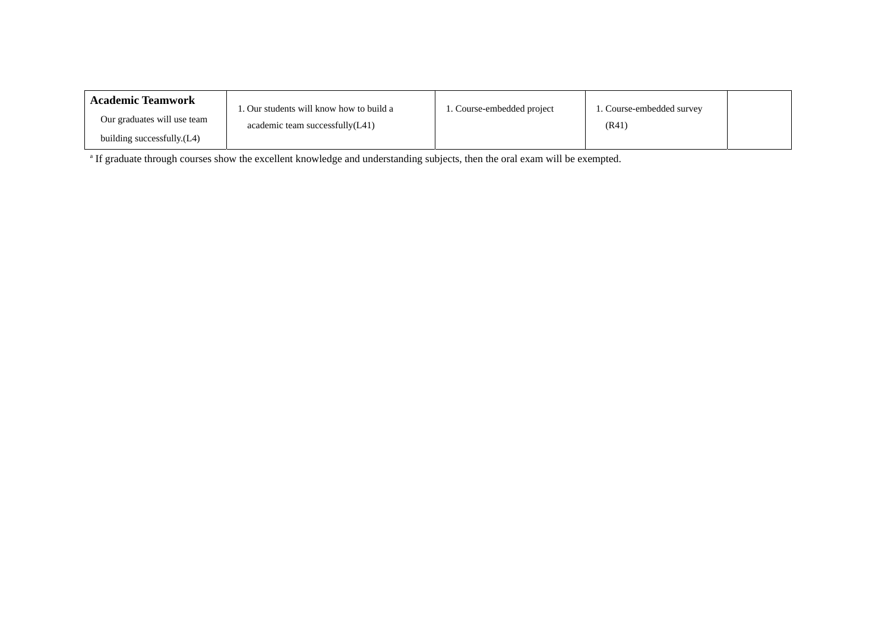| | | | | |
|---|---|---|---|---|
| **Academic Teamwork**<br>Our graduates will use team building successfully.(L4) | 1. Our students will know how to build a academic team successfully(L41) | 1. Course-embedded project | 1. Course-embedded survey (R41) | |

[a] If graduate through courses show the excellent knowledge and understanding subjects, then the oral exam will be exempted.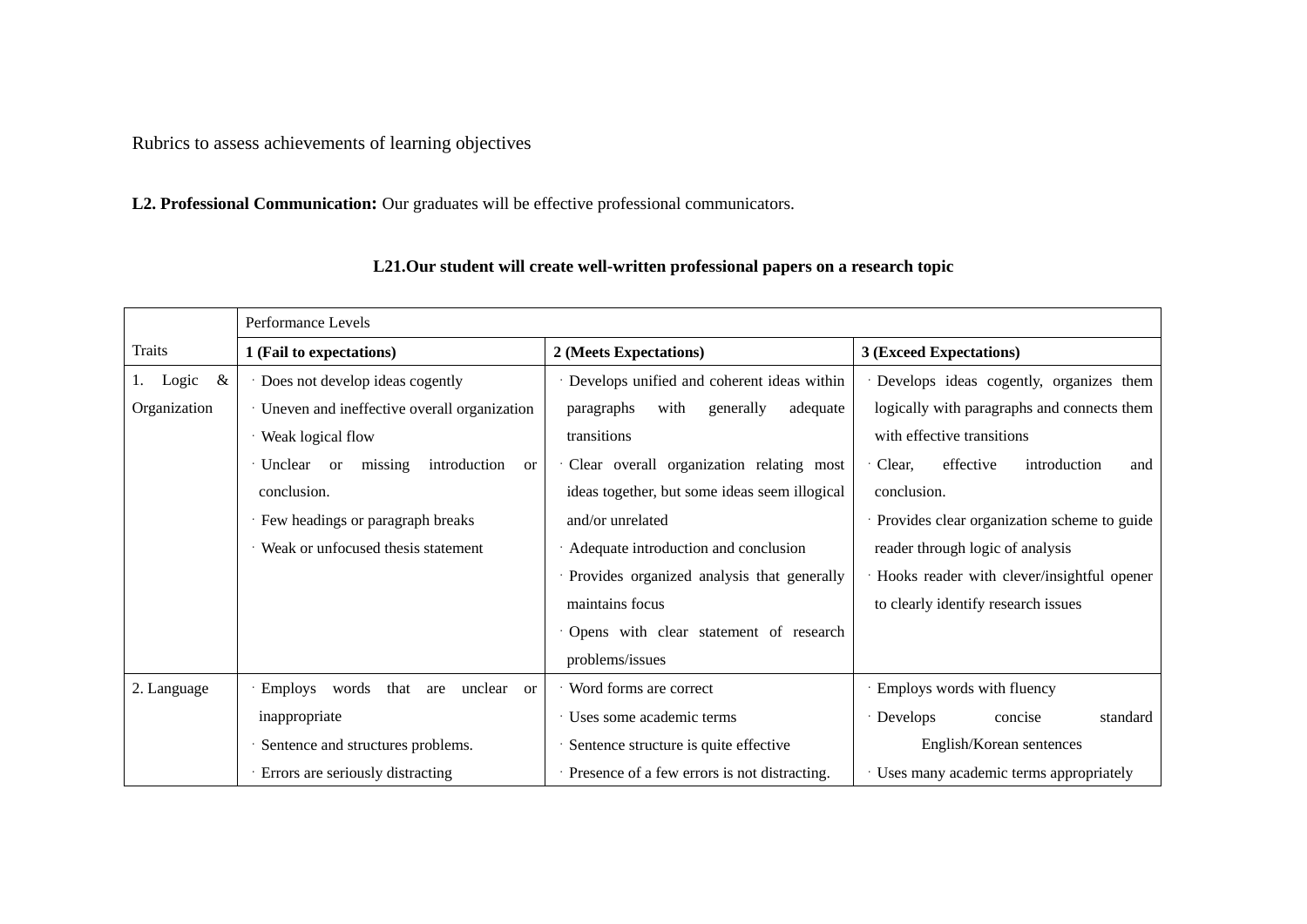Rubrics to assess achievements of learning objectives

**L2. Professional Communication:** Our graduates will be effective professional communicators.

**L21.Our student will create well-written professional papers on a research topic**

| Traits | Performance Levels | | |
|---|---|---|---|
| | **1 (Fail to expectations)** | **2 (Meets Expectations)** | **3 (Exceed Expectations)** |
| 1. Logic & Organization | · Does not develop ideas cogently<br>· Uneven and ineffective overall organization<br>· Weak logical flow<br>· Unclear or missing introduction or conclusion.<br>· Few headings or paragraph breaks<br>· Weak or unfocused thesis statement | · Develops unified and coherent ideas within paragraphs with generally adequate transitions<br>· Clear overall organization relating most ideas together, but some ideas seem illogical and/or unrelated<br>· Adequate introduction and conclusion<br>· Provides organized analysis that generally maintains focus<br>· Opens with clear statement of research problems/issues | · Develops ideas cogently, organizes them logically with paragraphs and connects them with effective transitions<br>· Clear, effective introduction and conclusion.<br>· Provides clear organization scheme to guide reader through logic of analysis<br>· Hooks reader with clever/insightful opener to clearly identify research issues |
| 2. Language | · Employs words that are unclear or inappropriate<br>· Sentence and structures problems.<br>· Errors are seriously distracting | · Word forms are correct<br>· Uses some academic terms<br>· Sentence structure is quite effective<br>· Presence of a few errors is not distracting. | · Employs words with fluency<br>· Develops concise standard English/Korean sentences<br>· Uses many academic terms appropriately |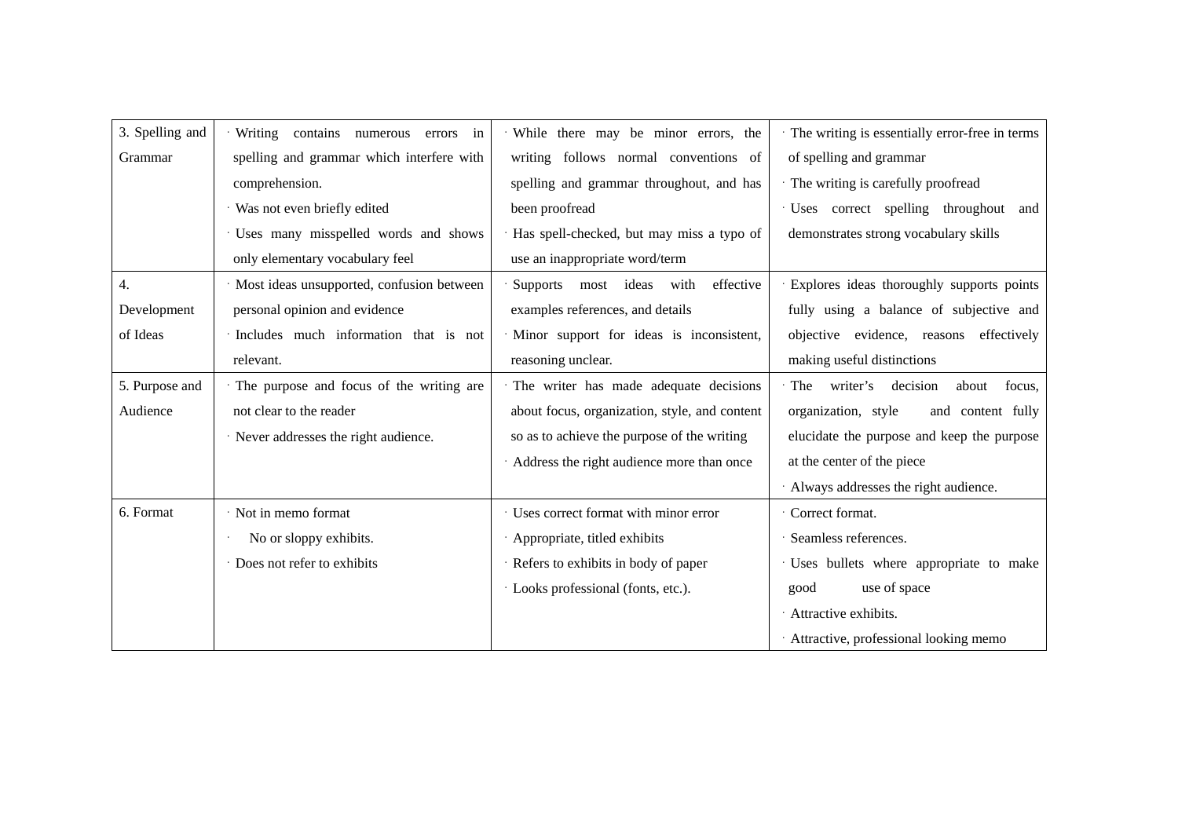| 3. Spelling and Grammar | · Writing contains numerous errors in spelling and grammar which interfere with comprehension.<br>· Was not even briefly edited<br>· Uses many misspelled words and shows only elementary vocabulary feel | · While there may be minor errors, the writing follows normal conventions of spelling and grammar throughout, and has been proofread<br>· Has spell-checked, but may miss a typo of use an inappropriate word/term | · The writing is essentially error-free in terms of spelling and grammar<br>· The writing is carefully proofread<br>· Uses correct spelling throughout and demonstrates strong vocabulary skills |
|---|---|---|---|
| 4. Development of Ideas | · Most ideas unsupported, confusion between personal opinion and evidence<br>· Includes much information that is not relevant. | · Supports most ideas with effective examples references, and details<br>· Minor support for ideas is inconsistent, reasoning unclear. | · Explores ideas thoroughly supports points fully using a balance of subjective and objective evidence, reasons effectively making useful distinctions |
| 5. Purpose and Audience | · The purpose and focus of the writing are not clear to the reader<br>· Never addresses the right audience. | · The writer has made adequate decisions about focus, organization, style, and content so as to achieve the purpose of the writing<br>· Address the right audience more than once | · The writer's decision about focus, organization, style and content fully elucidate the purpose and keep the purpose at the center of the piece<br>· Always addresses the right audience. |
| 6. Format | · Not in memo format<br>· No or sloppy exhibits.<br>· Does not refer to exhibits | · Uses correct format with minor error<br>· Appropriate, titled exhibits<br>· Refers to exhibits in body of paper<br>· Looks professional (fonts, etc.). | · Correct format.<br>· Seamless references.<br>· Uses bullets where appropriate to make good use of space<br>· Attractive exhibits.<br>· Attractive, professional looking memo |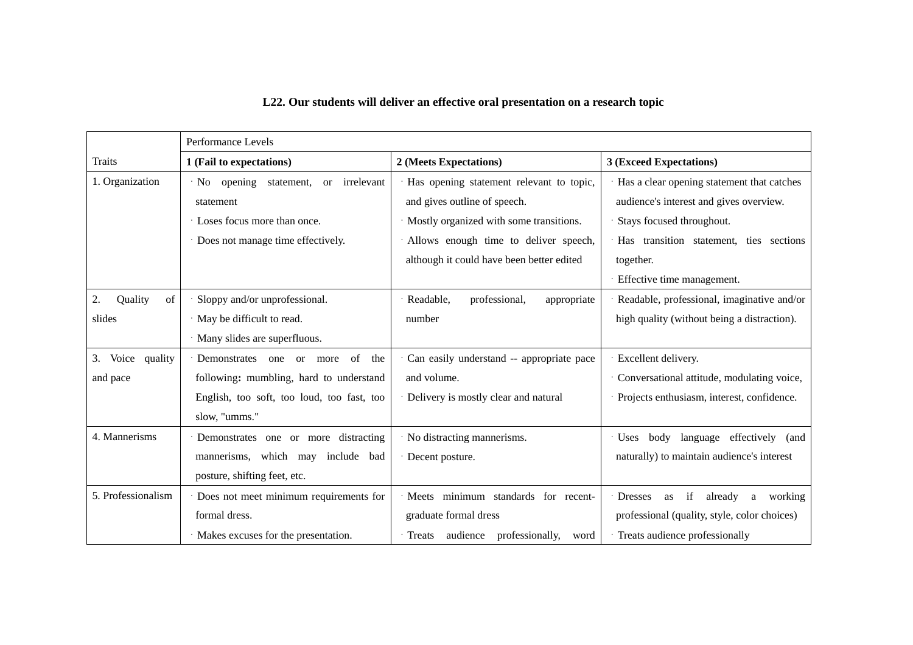**L22. Our students will deliver an effective oral presentation on a research topic**

| | Performance Levels | | |
|---|---|---|---|
| Traits | **1 (Fail to expectations)** | **2 (Meets Expectations)** | **3 (Exceed Expectations)** |
| 1. Organization | · No opening statement, or irrelevant statement<br>· Loses focus more than once.<br>· Does not manage time effectively. | · Has opening statement relevant to topic, and gives outline of speech.<br>· Mostly organized with some transitions.<br>· Allows enough time to deliver speech, although it could have been better edited | · Has a clear opening statement that catches audience's interest and gives overview.<br>· Stays focused throughout.<br>· Has transition statement, ties sections together.<br>· Effective time management. |
| 2. Quality of slides | · Sloppy and/or unprofessional.<br>· May be difficult to read.<br>· Many slides are superfluous. | · Readable, professional, appropriate number | · Readable, professional, imaginative and/or high quality (without being a distraction). |
| 3. Voice quality and pace | · Demonstrates one or more of the following**:** mumbling, hard to understand English, too soft, too loud, too fast, too slow, "umms." | · Can easily understand -- appropriate pace and volume.<br>· Delivery is mostly clear and natural | · Excellent delivery.<br>· Conversational attitude, modulating voice,<br>· Projects enthusiasm, interest, confidence. |
| 4. Mannerisms | · Demonstrates one or more distracting mannerisms, which may include bad posture, shifting feet, etc. | · No distracting mannerisms.<br>· Decent posture. | · Uses body language effectively (and naturally) to maintain audience's interest |
| 5. Professionalism | · Does not meet minimum requirements for formal dress.<br>· Makes excuses for the presentation. | · Meets minimum standards for recent-graduate formal dress<br>· Treats audience professionally, word | · Dresses as if already a working professional (quality, style, color choices)<br>· Treats audience professionally |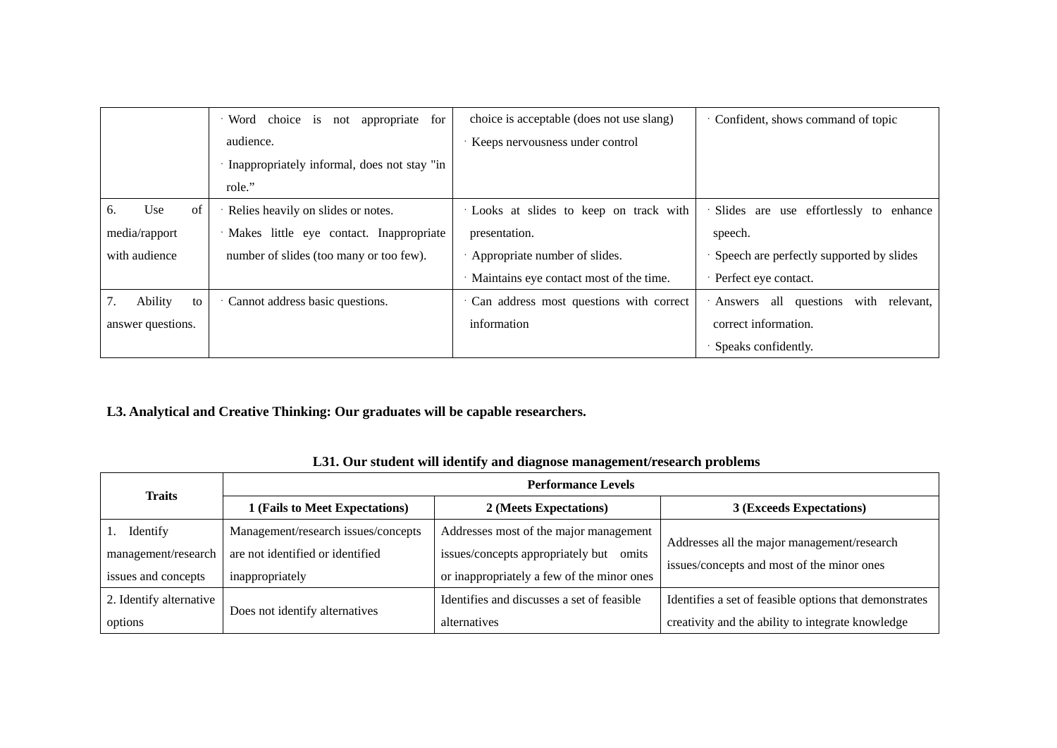| | · Word choice is not appropriate for audience.<br>· Inappropriately informal, does not stay "in role." | choice is acceptable (does not use slang)<br>· Keeps nervousness under control | · Confident, shows command of topic |
|---|---|---|---|
| 6. Use of media/rapport with audience | · Relies heavily on slides or notes.<br>· Makes little eye contact. Inappropriate number of slides (too many or too few). | · Looks at slides to keep on track with presentation.<br>· Appropriate number of slides.<br>· Maintains eye contact most of the time. | · Slides are use effortlessly to enhance speech.<br>· Speech are perfectly supported by slides<br>· Perfect eye contact. |
| 7. Ability to answer questions. | · Cannot address basic questions. | · Can address most questions with correct information | · Answers all questions with relevant, correct information.<br>· Speaks confidently. |

**L3. Analytical and Creative Thinking: Our graduates will be capable researchers.**

**L31. Our student will identify and diagnose management/research problems**

| Traits | Performance Levels | | |
|---|---|---|---|
| | **1 (Fails to Meet Expectations)** | **2 (Meets Expectations)** | **3 (Exceeds Expectations)** |
| 1. Identify management/research issues and concepts | Management/research issues/concepts are not identified or identified inappropriately | Addresses most of the major management issues/concepts appropriately but omits or inappropriately a few of the minor ones | Addresses all the major management/research issues/concepts and most of the minor ones |
| 2. Identify alternative options | Does not identify alternatives | Identifies and discusses a set of feasible alternatives | Identifies a set of feasible options that demonstrates creativity and the ability to integrate knowledge |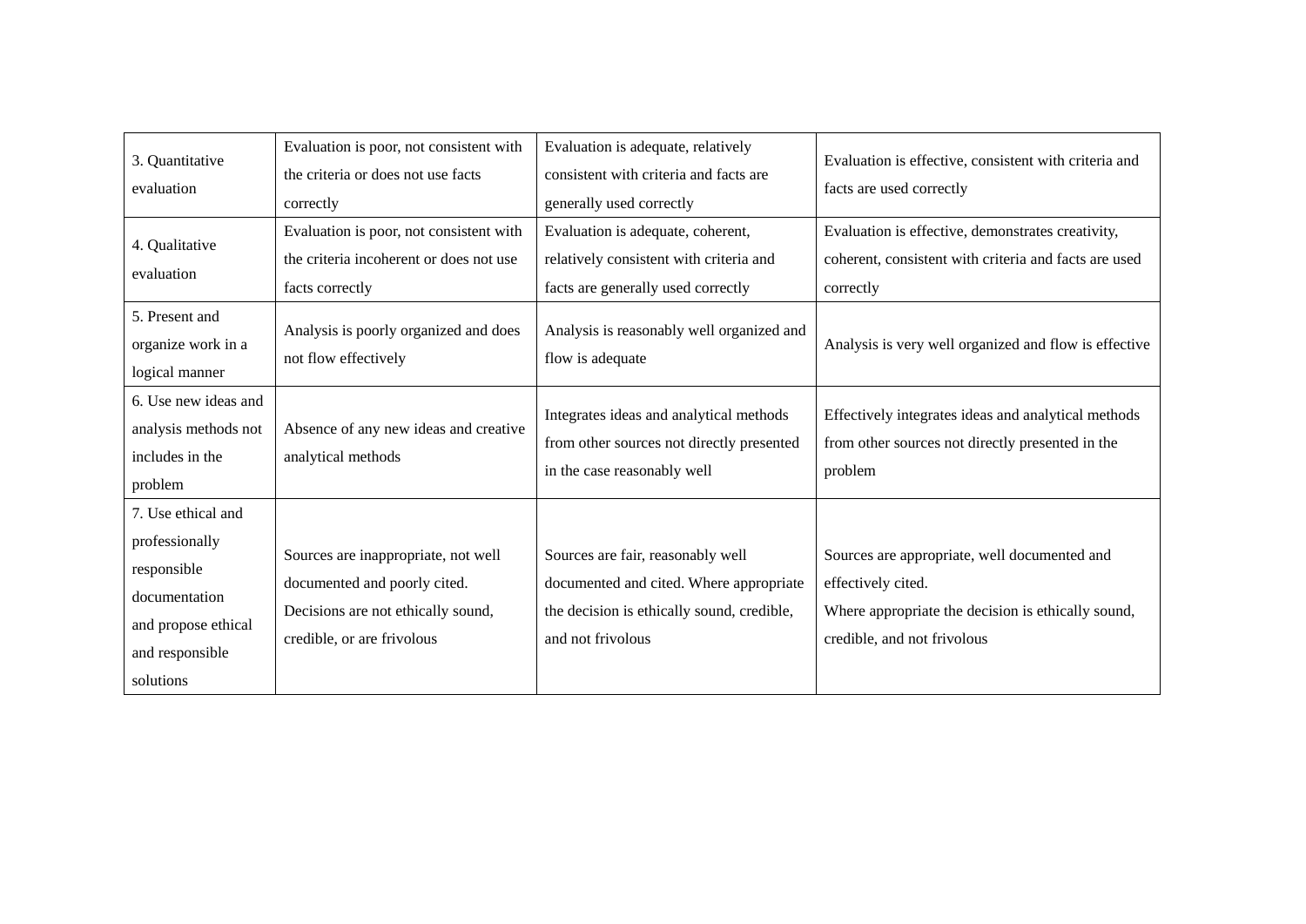| 3. Quantitative evaluation | Evaluation is poor, not consistent with the criteria or does not use facts correctly | Evaluation is adequate, relatively consistent with criteria and facts are generally used correctly | Evaluation is effective, consistent with criteria and facts are used correctly |
|---|---|---|---|
| 4. Qualitative evaluation | Evaluation is poor, not consistent with the criteria incoherent or does not use facts correctly | Evaluation is adequate, coherent, relatively consistent with criteria and facts are generally used correctly | Evaluation is effective, demonstrates creativity, coherent, consistent with criteria and facts are used correctly |
| 5. Present and organize work in a logical manner | Analysis is poorly organized and does not flow effectively | Analysis is reasonably well organized and flow is adequate | Analysis is very well organized and flow is effective |
| 6. Use new ideas and analysis methods not includes in the problem | Absence of any new ideas and creative analytical methods | Integrates ideas and analytical methods from other sources not directly presented in the case reasonably well | Effectively integrates ideas and analytical methods from other sources not directly presented in the problem |
| 7. Use ethical and professionally responsible documentation and propose ethical and responsible solutions | Sources are inappropriate, not well documented and poorly cited. Decisions are not ethically sound, credible, or are frivolous | Sources are fair, reasonably well documented and cited. Where appropriate the decision is ethically sound, credible, and not frivolous | Sources are appropriate, well documented and effectively cited. Where appropriate the decision is ethically sound, credible, and not frivolous |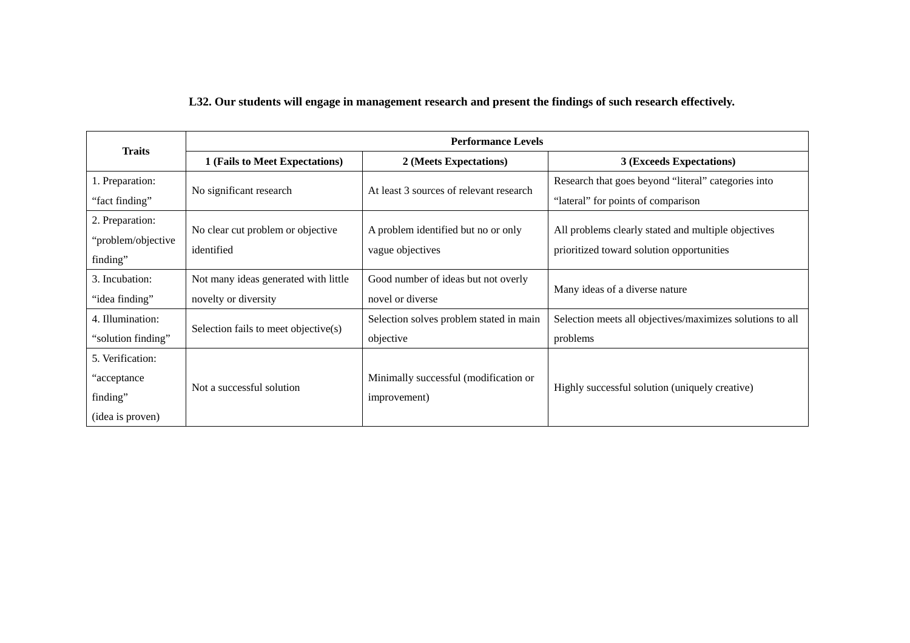**L32. Our students will engage in management research and present the findings of such research effectively.**

| Traits | Performance Levels | | |
|---|---|---|---|
| | **1 (Fails to Meet Expectations)** | **2 (Meets Expectations)** | **3 (Exceeds Expectations)** |
| 1. Preparation: "fact finding" | No significant research | At least 3 sources of relevant research | Research that goes beyond "literal" categories into "lateral" for points of comparison |
| 2. Preparation: "problem/objective finding" | No clear cut problem or objective identified | A problem identified but no or only vague objectives | All problems clearly stated and multiple objectives prioritized toward solution opportunities |
| 3. Incubation: "idea finding" | Not many ideas generated with little novelty or diversity | Good number of ideas but not overly novel or diverse | Many ideas of a diverse nature |
| 4. Illumination: "solution finding" | Selection fails to meet objective(s) | Selection solves problem stated in main objective | Selection meets all objectives/maximizes solutions to all problems |
| 5. Verification: "acceptance finding" (idea is proven) | Not a successful solution | Minimally successful (modification or improvement) | Highly successful solution (uniquely creative) |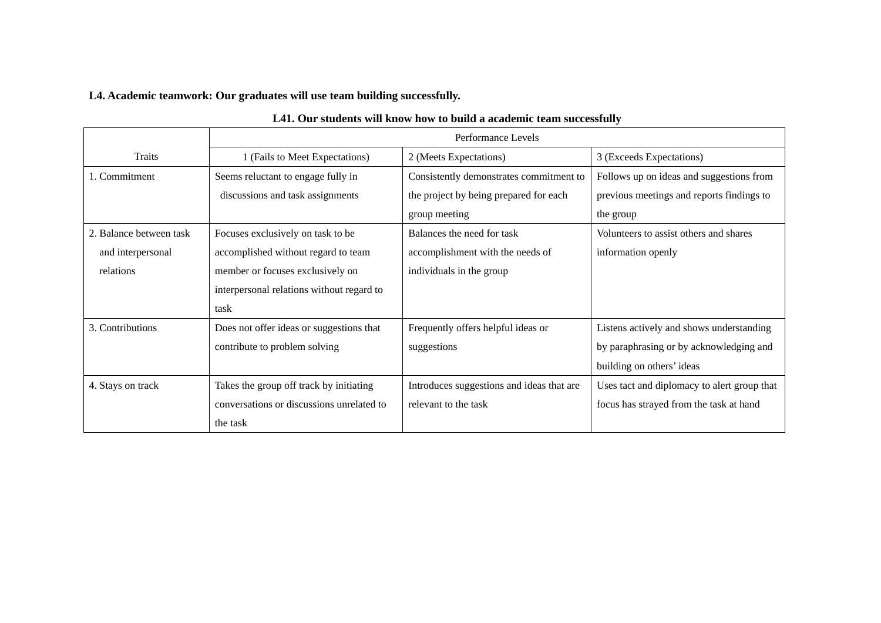**L4. Academic teamwork: Our graduates will use team building successfully.**

**L41. Our students will know how to build a academic team successfully**

| Traits | Performance Levels | | |
|---|---|---|---|
| | 1 (Fails to Meet Expectations) | 2 (Meets Expectations) | 3 (Exceeds Expectations) |
| 1. Commitment | Seems reluctant to engage fully in discussions and task assignments | Consistently demonstrates commitment to the project by being prepared for each group meeting | Follows up on ideas and suggestions from previous meetings and reports findings to the group |
| 2. Balance between task and interpersonal relations | Focuses exclusively on task to be accomplished without regard to team member or focuses exclusively on interpersonal relations without regard to task | Balances the need for task accomplishment with the needs of individuals in the group | Volunteers to assist others and shares information openly |
| 3. Contributions | Does not offer ideas or suggestions that contribute to problem solving | Frequently offers helpful ideas or suggestions | Listens actively and shows understanding by paraphrasing or by acknowledging and building on others' ideas |
| 4. Stays on track | Takes the group off track by initiating conversations or discussions unrelated to the task | Introduces suggestions and ideas that are relevant to the task | Uses tact and diplomacy to alert group that focus has strayed from the task at hand |